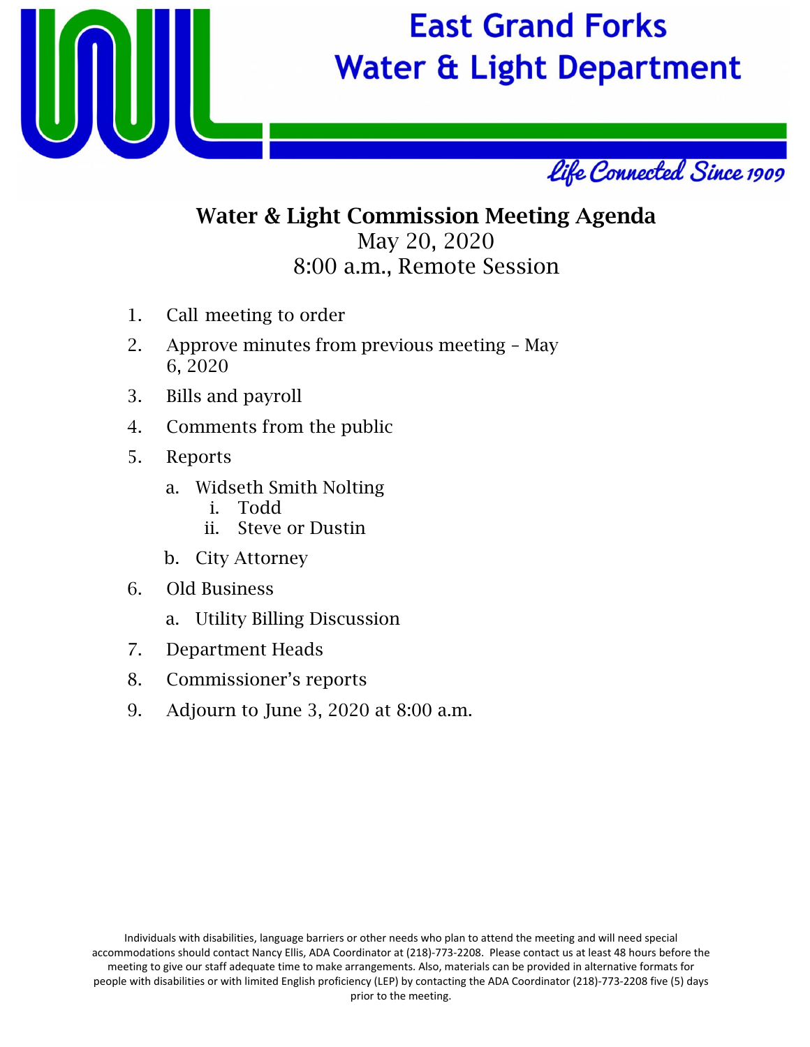# East Grand Forks Water & Light Department

*Life Connected Since 1909*

## Water & Light Commission Meeting Agenda

May 20, 2020
8:00 a.m., Remote Session

1. Call meeting to order
2. Approve minutes from previous meeting – May 6, 2020
3. Bills and payroll
4. Comments from the public
5. Reports
   a. Widseth Smith Nolting
      i. Todd
      ii. Steve or Dustin
   b. City Attorney
6. Old Business
   a. Utility Billing Discussion
7. Department Heads
8. Commissioner's reports
9. Adjourn to June 3, 2020 at 8:00 a.m.

Individuals with disabilities, language barriers or other needs who plan to attend the meeting and will need special accommodations should contact Nancy Ellis, ADA Coordinator at (218)-773-2208. Please contact us at least 48 hours before the meeting to give our staff adequate time to make arrangements. Also, materials can be provided in alternative formats for people with disabilities or with limited English proficiency (LEP) by contacting the ADA Coordinator (218)-773-2208 five (5) days prior to the meeting.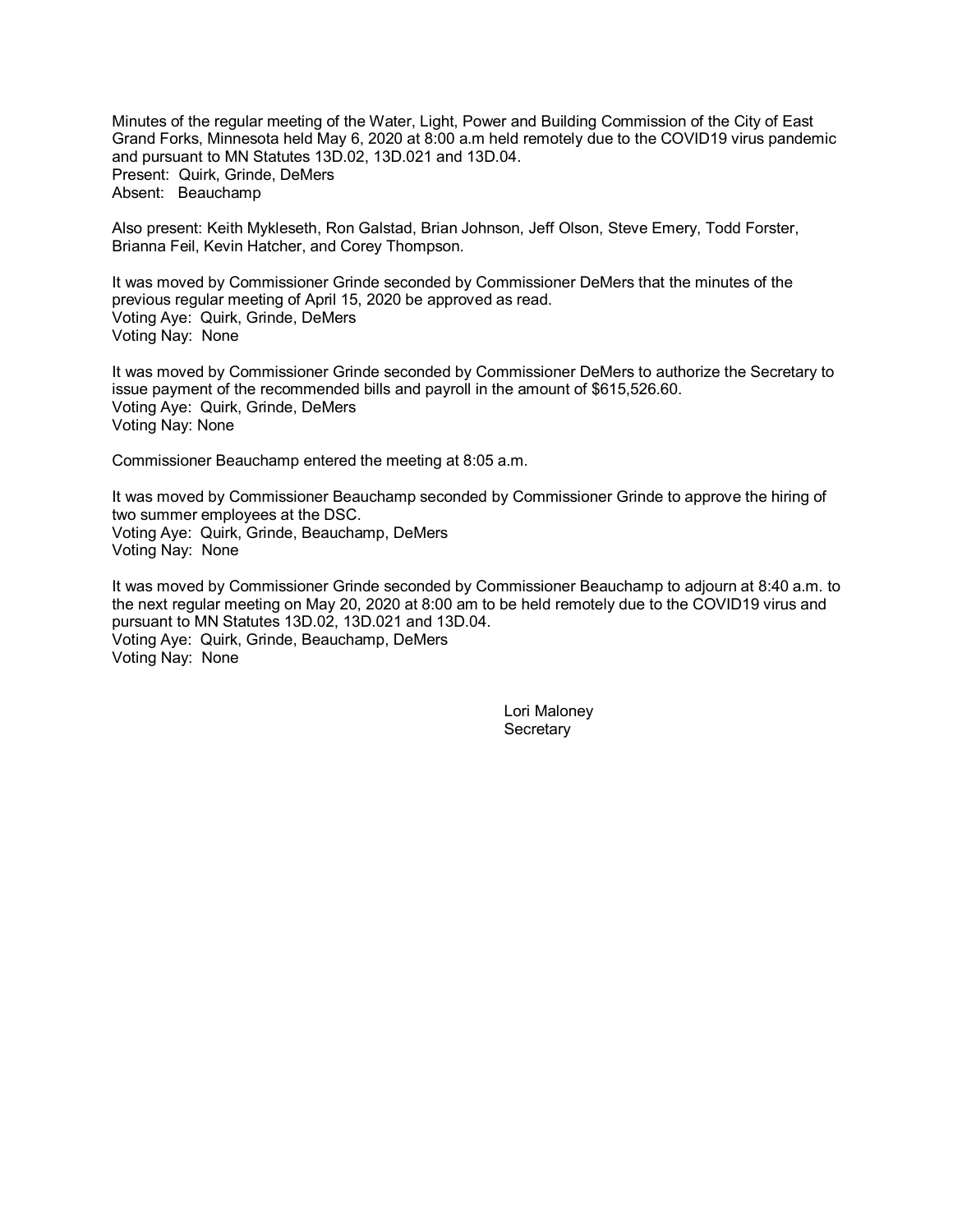Minutes of the regular meeting of the Water, Light, Power and Building Commission of the City of East Grand Forks, Minnesota held May 6, 2020 at 8:00 a.m held remotely due to the COVID19 virus pandemic and pursuant to MN Statutes 13D.02, 13D.021 and 13D.04.
Present: Quirk, Grinde, DeMers
Absent: Beauchamp

Also present: Keith Mykleseth, Ron Galstad, Brian Johnson, Jeff Olson, Steve Emery, Todd Forster, Brianna Feil, Kevin Hatcher, and Corey Thompson.

It was moved by Commissioner Grinde seconded by Commissioner DeMers that the minutes of the previous regular meeting of April 15, 2020 be approved as read.
Voting Aye: Quirk, Grinde, DeMers
Voting Nay: None

It was moved by Commissioner Grinde seconded by Commissioner DeMers to authorize the Secretary to issue payment of the recommended bills and payroll in the amount of $615,526.60.
Voting Aye: Quirk, Grinde, DeMers
Voting Nay: None

Commissioner Beauchamp entered the meeting at 8:05 a.m.

It was moved by Commissioner Beauchamp seconded by Commissioner Grinde to approve the hiring of two summer employees at the DSC.
Voting Aye: Quirk, Grinde, Beauchamp, DeMers
Voting Nay: None

It was moved by Commissioner Grinde seconded by Commissioner Beauchamp to adjourn at 8:40 a.m. to the next regular meeting on May 20, 2020 at 8:00 am to be held remotely due to the COVID19 virus and pursuant to MN Statutes 13D.02, 13D.021 and 13D.04.
Voting Aye: Quirk, Grinde, Beauchamp, DeMers
Voting Nay: None

Lori Maloney
Secretary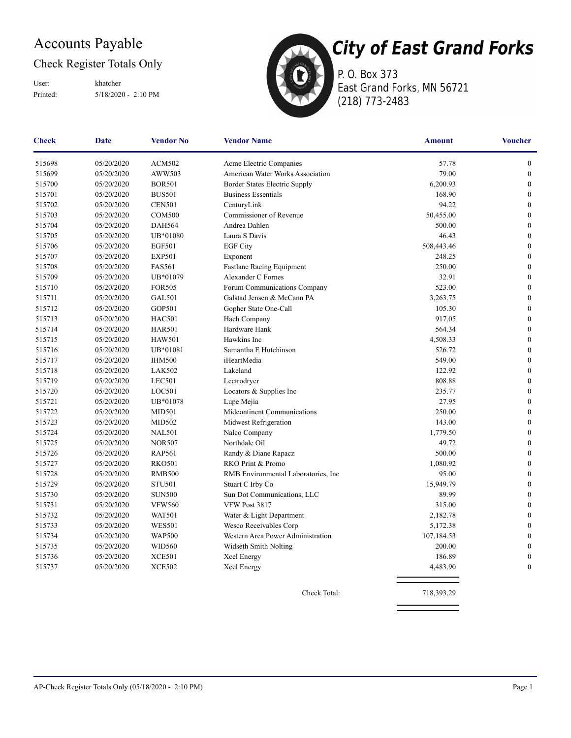# Accounts Payable

## Check Register Totals Only

User: khatcher
Printed: 5/18/2020 - 2:10 PM

**City of East Grand Forks**
P. O. Box 373
East Grand Forks, MN 56721
(218) 773-2483

| Check | Date | Vendor No | Vendor Name | Amount | Voucher |
|---|---|---|---|---|---|
| 515698 | 05/20/2020 | ACM502 | Acme Electric Companies | 57.78 | 0 |
| 515699 | 05/20/2020 | AWW503 | American Water Works Association | 79.00 | 0 |
| 515700 | 05/20/2020 | BOR501 | Border States Electric Supply | 6,200.93 | 0 |
| 515701 | 05/20/2020 | BUS501 | Business Essentials | 168.90 | 0 |
| 515702 | 05/20/2020 | CEN501 | CenturyLink | 94.22 | 0 |
| 515703 | 05/20/2020 | COM500 | Commissioner of Revenue | 50,455.00 | 0 |
| 515704 | 05/20/2020 | DAH564 | Andrea Dahlen | 500.00 | 0 |
| 515705 | 05/20/2020 | UB*01080 | Laura S Davis | 46.43 | 0 |
| 515706 | 05/20/2020 | EGF501 | EGF City | 508,443.46 | 0 |
| 515707 | 05/20/2020 | EXP501 | Exponent | 248.25 | 0 |
| 515708 | 05/20/2020 | FAS561 | Fastlane Racing Equipment | 250.00 | 0 |
| 515709 | 05/20/2020 | UB*01079 | Alexander C Fornes | 32.91 | 0 |
| 515710 | 05/20/2020 | FOR505 | Forum Communications Company | 523.00 | 0 |
| 515711 | 05/20/2020 | GAL501 | Galstad Jensen & McCann PA | 3,263.75 | 0 |
| 515712 | 05/20/2020 | GOP501 | Gopher State One-Call | 105.30 | 0 |
| 515713 | 05/20/2020 | HAC501 | Hach Company | 917.05 | 0 |
| 515714 | 05/20/2020 | HAR501 | Hardware Hank | 564.34 | 0 |
| 515715 | 05/20/2020 | HAW501 | Hawkins Inc | 4,508.33 | 0 |
| 515716 | 05/20/2020 | UB*01081 | Samantha E Hutchinson | 526.72 | 0 |
| 515717 | 05/20/2020 | IHM500 | iHeartMedia | 549.00 | 0 |
| 515718 | 05/20/2020 | LAK502 | Lakeland | 122.92 | 0 |
| 515719 | 05/20/2020 | LEC501 | Lectrodryer | 808.88 | 0 |
| 515720 | 05/20/2020 | LOC501 | Locators & Supplies Inc | 235.77 | 0 |
| 515721 | 05/20/2020 | UB*01078 | Lupe Mejia | 27.95 | 0 |
| 515722 | 05/20/2020 | MID501 | Midcontinent Communications | 250.00 | 0 |
| 515723 | 05/20/2020 | MID502 | Midwest Refrigeration | 143.00 | 0 |
| 515724 | 05/20/2020 | NAL501 | Nalco Company | 1,779.50 | 0 |
| 515725 | 05/20/2020 | NOR507 | Northdale Oil | 49.72 | 0 |
| 515726 | 05/20/2020 | RAP561 | Randy & Diane Rapacz | 500.00 | 0 |
| 515727 | 05/20/2020 | RKO501 | RKO Print & Promo | 1,080.92 | 0 |
| 515728 | 05/20/2020 | RMB500 | RMB Environmental Laboratories, Inc | 95.00 | 0 |
| 515729 | 05/20/2020 | STU501 | Stuart C Irby Co | 15,949.79 | 0 |
| 515730 | 05/20/2020 | SUN500 | Sun Dot Communications, LLC | 89.99 | 0 |
| 515731 | 05/20/2020 | VFW560 | VFW Post 3817 | 315.00 | 0 |
| 515732 | 05/20/2020 | WAT501 | Water & Light Department | 2,182.78 | 0 |
| 515733 | 05/20/2020 | WES501 | Wesco Receivables Corp | 5,172.38 | 0 |
| 515734 | 05/20/2020 | WAP500 | Western Area Power Administration | 107,184.53 | 0 |
| 515735 | 05/20/2020 | WID560 | Widseth Smith Nolting | 200.00 | 0 |
| 515736 | 05/20/2020 | XCE501 | Xcel Energy | 186.89 | 0 |
| 515737 | 05/20/2020 | XCE502 | Xcel Energy | 4,483.90 | 0 |
| | | | Check Total: | 718,393.29 | |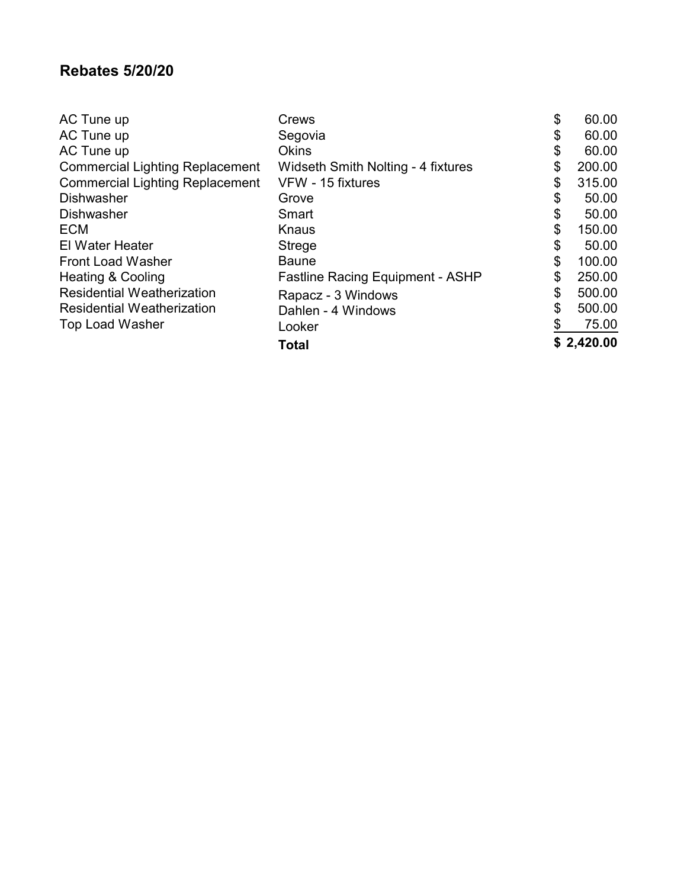# Rebates 5/20/20

| | | |
|---|---|---|
| AC Tune up | Crews | $ 60.00 |
| AC Tune up | Segovia | $ 60.00 |
| AC Tune up | Okins | $ 60.00 |
| Commercial Lighting Replacement | Widseth Smith Nolting - 4 fixtures | $ 200.00 |
| Commercial Lighting Replacement | VFW - 15 fixtures | $ 315.00 |
| Dishwasher | Grove | $ 50.00 |
| Dishwasher | Smart | $ 50.00 |
| ECM | Knaus | $ 150.00 |
| El Water Heater | Strege | $ 50.00 |
| Front Load Washer | Baune | $ 100.00 |
| Heating & Cooling | Fastline Racing Equipment - ASHP | $ 250.00 |
| Residential Weatherization | Rapacz - 3 Windows | $ 500.00 |
| Residential Weatherization | Dahlen - 4 Windows | $ 500.00 |
| Top Load Washer | Looker | $ 75.00 |
| | **Total** | **$ 2,420.00** |